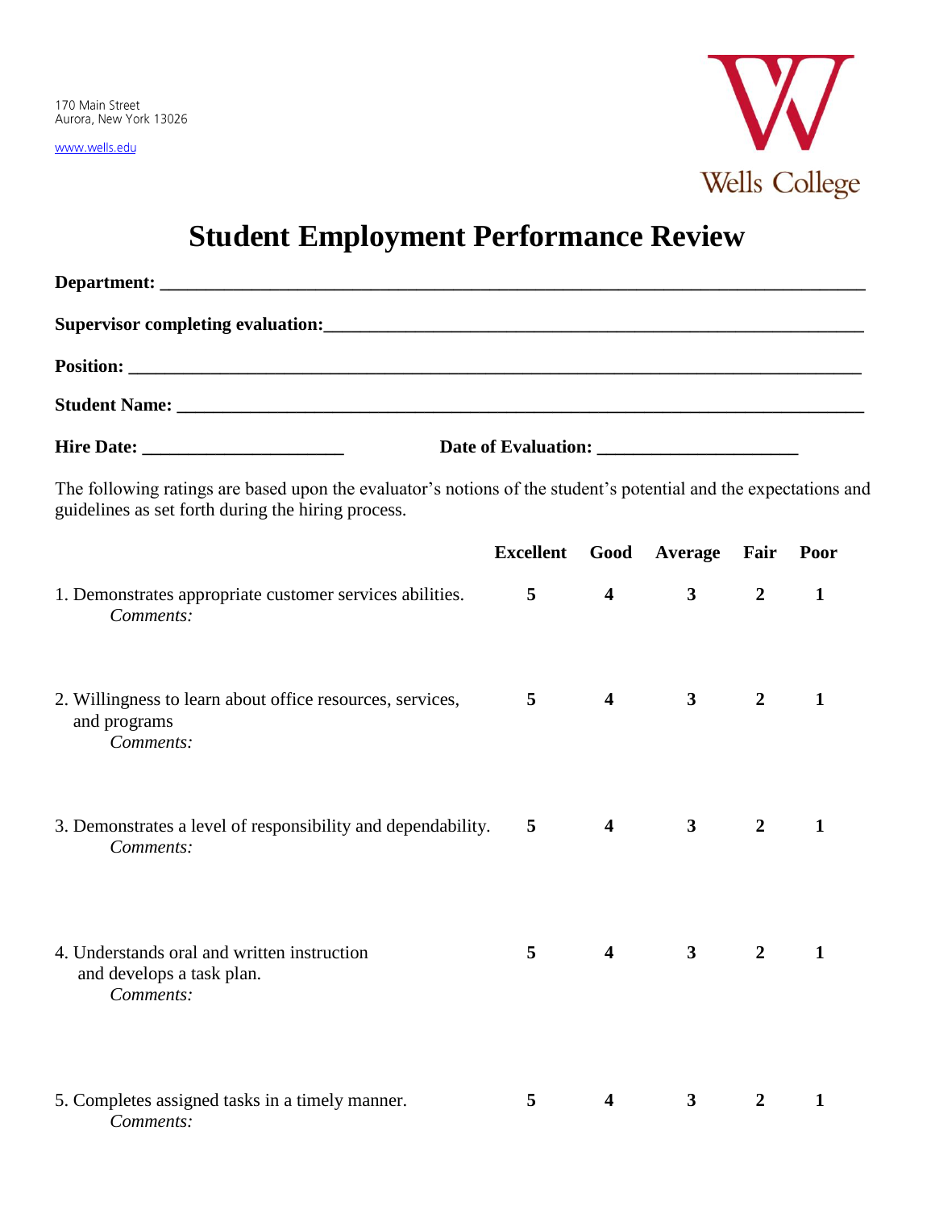170 Main Street
Aurora, New York 13026

www.wells.edu

Wells College

# Student Employment Performance Review

**Department:** ______________________________________________________________________

**Supervisor completing evaluation:**____________________________________________________

**Position:** ________________________________________________________________________

**Student Name:** _____________________________________________________________________

**Hire Date:** ______________________ **Date of Evaluation:** ______________________

The following ratings are based upon the evaluator's notions of the student's potential and the expectations and guidelines as set forth during the hiring process.

| | Excellent | Good | Average | Fair | Poor |
|---|---|---|---|---|---|
| 1. Demonstrates appropriate customer services abilities.<br>*Comments:* | **5** | **4** | **3** | **2** | **1** |
| 2. Willingness to learn about office resources, services, and programs<br>*Comments:* | **5** | **4** | **3** | **2** | **1** |
| 3. Demonstrates a level of responsibility and dependability.<br>*Comments:* | **5** | **4** | **3** | **2** | **1** |
| 4. Understands oral and written instruction and develops a task plan.<br>*Comments:* | **5** | **4** | **3** | **2** | **1** |
| 5. Completes assigned tasks in a timely manner.<br>*Comments:* | **5** | **4** | **3** | **2** | **1** |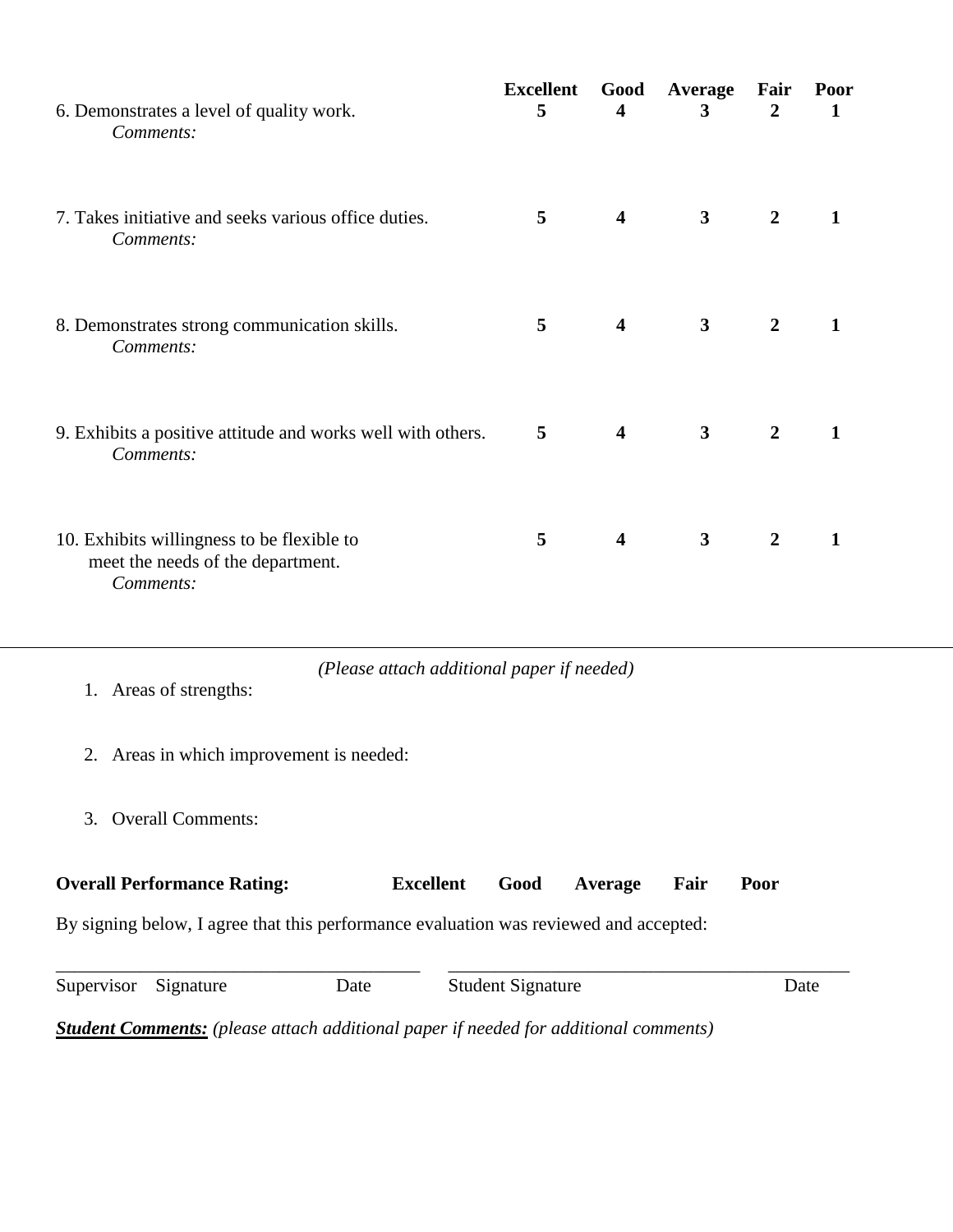| | Excellent 5 | Good 4 | Average 3 | Fair 2 | Poor 1 |
|---|---|---|---|---|---|
| 6. Demonstrates a level of quality work.<br>*Comments:* | | | | | |
| 7. Takes initiative and seeks various office duties.<br>*Comments:* | **5** | **4** | **3** | **2** | **1** |
| 8. Demonstrates strong communication skills.<br>*Comments:* | **5** | **4** | **3** | **2** | **1** |
| 9. Exhibits a positive attitude and works well with others.<br>*Comments:* | **5** | **4** | **3** | **2** | **1** |
| 10. Exhibits willingness to be flexible to meet the needs of the department.<br>*Comments:* | **5** | **4** | **3** | **2** | **1** |

---

*(Please attach additional paper if needed)*

1. Areas of strengths:

2. Areas in which improvement is needed:

3. Overall Comments:

**Overall Performance Rating:** **Excellent** **Good** **Average** **Fair** **Poor**

By signing below, I agree that this performance evaluation was reviewed and accepted:

_________________________________________ _____________________________________________

Supervisor Signature Date Student Signature Date

***Student Comments:*** *(please attach additional paper if needed for additional comments)*